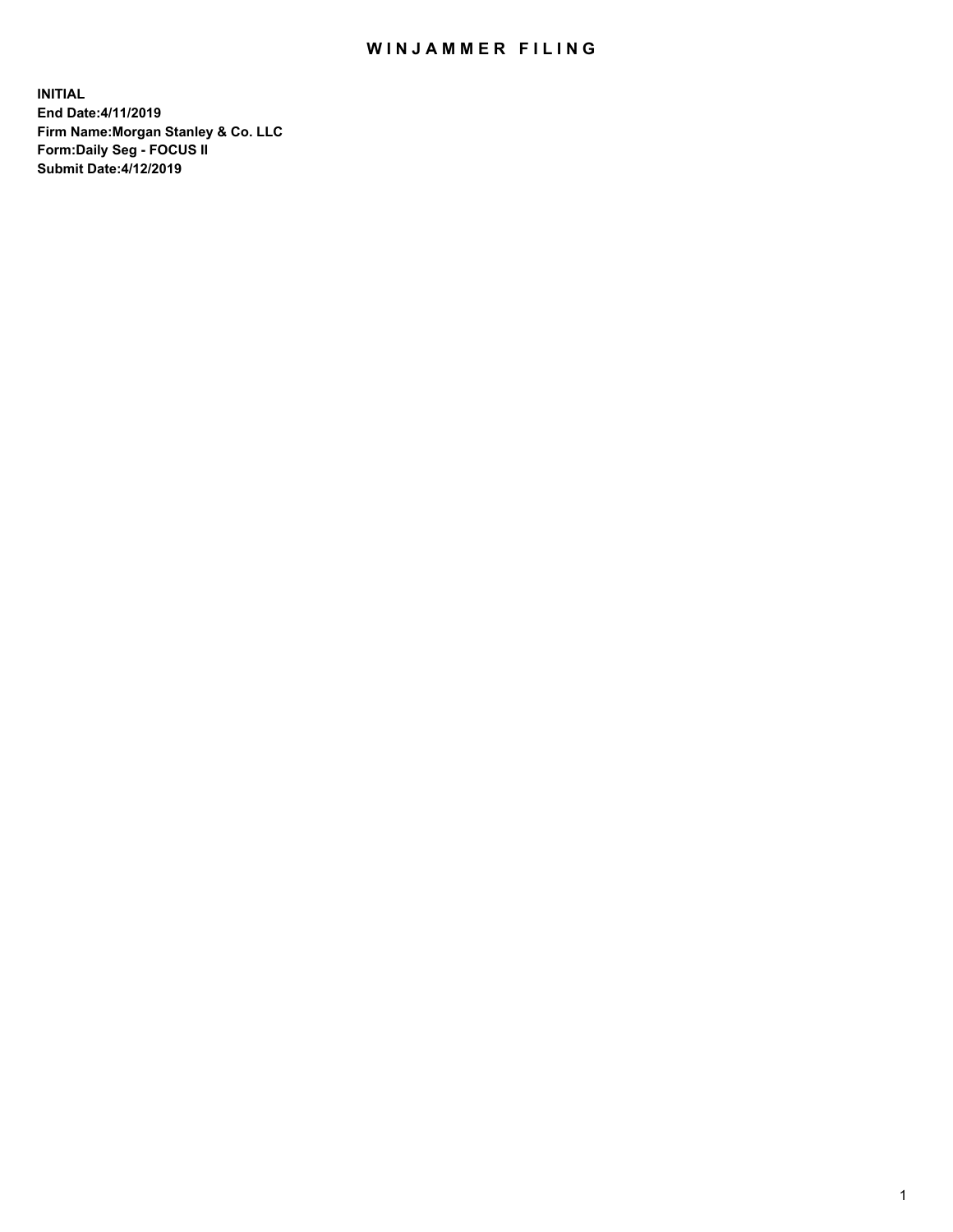# WINJAMMER FILING

**INITIAL**
**End Date:4/11/2019**
**Firm Name:Morgan Stanley & Co. LLC**
**Form:Daily Seg - FOCUS II**
**Submit Date:4/12/2019**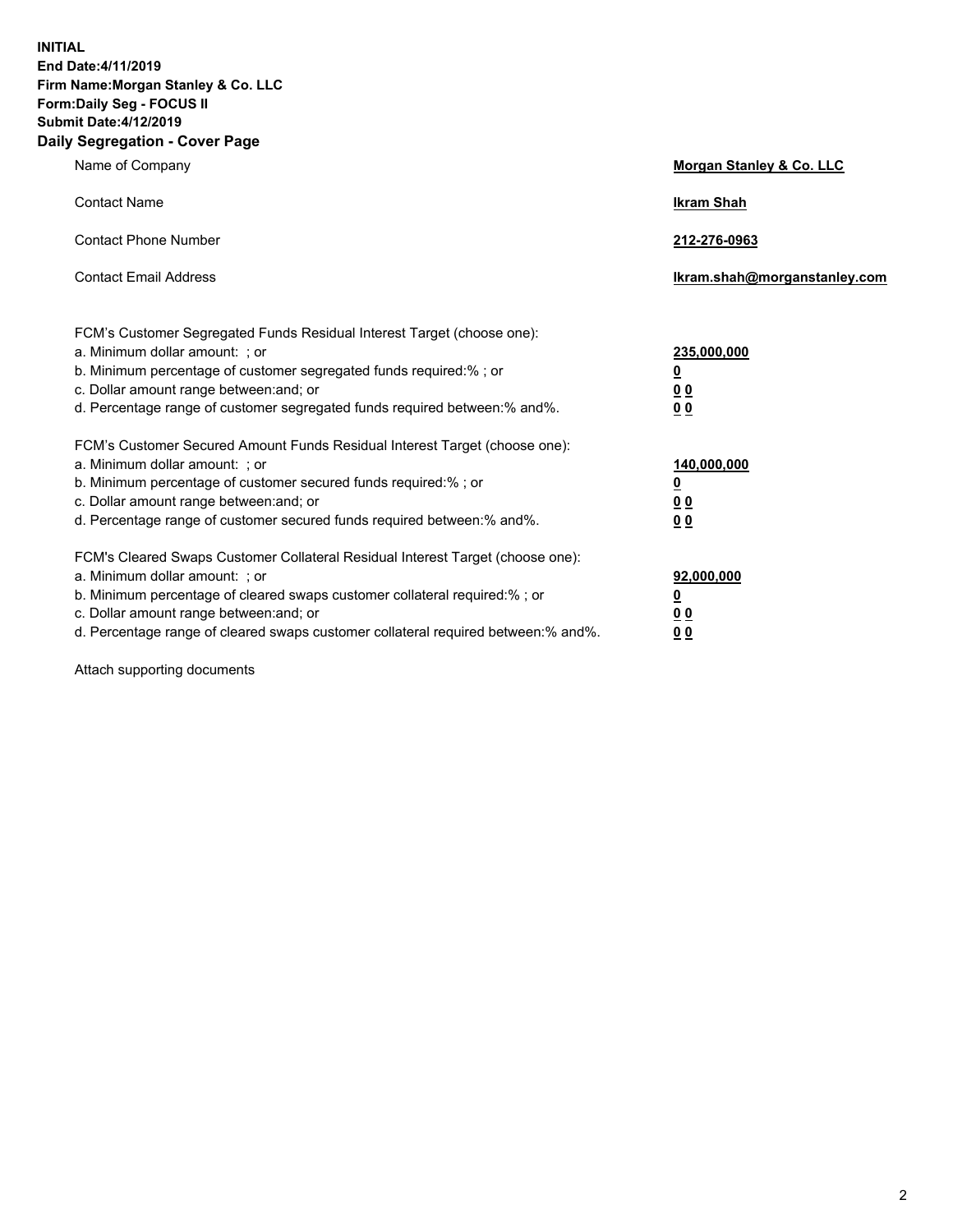**INITIAL**
**End Date:4/11/2019**
**Firm Name:Morgan Stanley & Co. LLC**
**Form:Daily Seg - FOCUS II**
**Submit Date:4/12/2019**
**Daily Segregation - Cover Page**

| | |
|---|---|
| Name of Company | **Morgan Stanley & Co. LLC** |
| Contact Name | **Ikram Shah** |
| Contact Phone Number | **212-276-0963** |
| Contact Email Address | **Ikram.shah@morganstanley.com** |

| | |
|---|---|
| FCM's Customer Segregated Funds Residual Interest Target (choose one): | |
| a. Minimum dollar amount: ; or | **235,000,000** |
| b. Minimum percentage of customer segregated funds required:% ; or | **0** |
| c. Dollar amount range between:and; or | **0 0** |
| d. Percentage range of customer segregated funds required between:% and%. | **0 0** |
| FCM's Customer Secured Amount Funds Residual Interest Target (choose one): | |
| a. Minimum dollar amount: ; or | **140,000,000** |
| b. Minimum percentage of customer secured funds required:% ; or | **0** |
| c. Dollar amount range between:and; or | **0 0** |
| d. Percentage range of customer secured funds required between:% and%. | **0 0** |
| FCM's Cleared Swaps Customer Collateral Residual Interest Target (choose one): | |
| a. Minimum dollar amount: ; or | **92,000,000** |
| b. Minimum percentage of cleared swaps customer collateral required:% ; or | **0** |
| c. Dollar amount range between:and; or | **0 0** |
| d. Percentage range of cleared swaps customer collateral required between:% and%. | **0 0** |

Attach supporting documents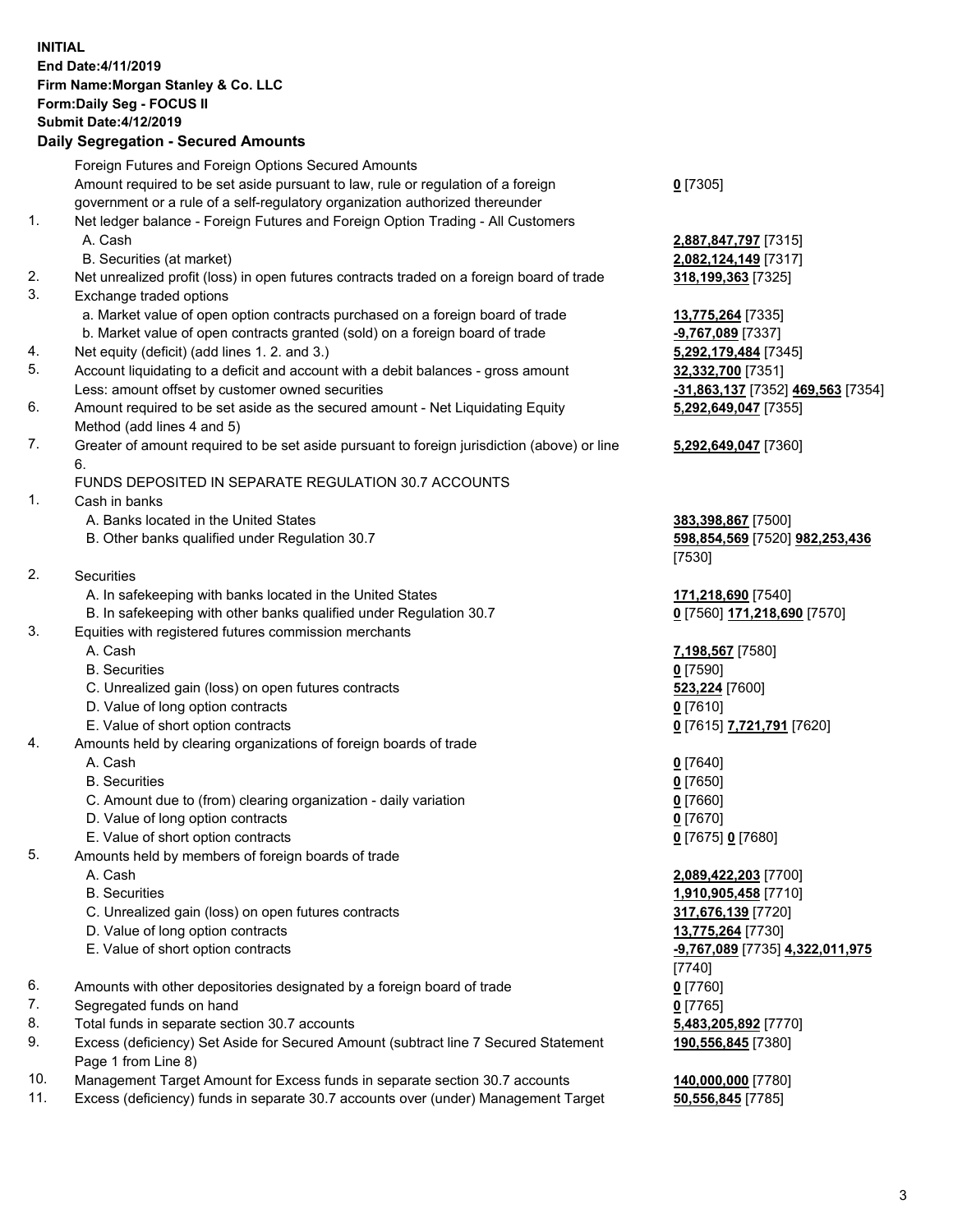**INITIAL**
**End Date:4/11/2019**
**Firm Name:Morgan Stanley & Co. LLC**
**Form:Daily Seg - FOCUS II**
**Submit Date:4/12/2019**

## Daily Segregation - Secured Amounts

| | | |
|---|---|---|
| | Foreign Futures and Foreign Options Secured Amounts | |
| | Amount required to be set aside pursuant to law, rule or regulation of a foreign government or a rule of a self-regulatory organization authorized thereunder | **0** [7305] |
| 1. | Net ledger balance - Foreign Futures and Foreign Option Trading - All Customers | |
| | A. Cash | **2,887,847,797** [7315] |
| | B. Securities (at market) | **2,082,124,149** [7317] |
| 2. | Net unrealized profit (loss) in open futures contracts traded on a foreign board of trade | **318,199,363** [7325] |
| 3. | Exchange traded options | |
| | a. Market value of open option contracts purchased on a foreign board of trade | **13,775,264** [7335] |
| | b. Market value of open contracts granted (sold) on a foreign board of trade | **-9,767,089** [7337] |
| 4. | Net equity (deficit) (add lines 1. 2. and 3.) | **5,292,179,484** [7345] |
| 5. | Account liquidating to a deficit and account with a debit balances - gross amount | **32,332,700** [7351] |
| | Less: amount offset by customer owned securities | **-31,863,137** [7352] **469,563** [7354] |
| 6. | Amount required to be set aside as the secured amount - Net Liquidating Equity Method (add lines 4 and 5) | **5,292,649,047** [7355] |
| 7. | Greater of amount required to be set aside pursuant to foreign jurisdiction (above) or line 6. | **5,292,649,047** [7360] |
| | FUNDS DEPOSITED IN SEPARATE REGULATION 30.7 ACCOUNTS | |
| 1. | Cash in banks | |
| | A. Banks located in the United States | **383,398,867** [7500] |
| | B. Other banks qualified under Regulation 30.7 | **598,854,569** [7520] **982,253,436** [7530] |
| 2. | Securities | |
| | A. In safekeeping with banks located in the United States | **171,218,690** [7540] |
| | B. In safekeeping with other banks qualified under Regulation 30.7 | **0** [7560] **171,218,690** [7570] |
| 3. | Equities with registered futures commission merchants | |
| | A. Cash | **7,198,567** [7580] |
| | B. Securities | **0** [7590] |
| | C. Unrealized gain (loss) on open futures contracts | **523,224** [7600] |
| | D. Value of long option contracts | **0** [7610] |
| | E. Value of short option contracts | **0** [7615] **7,721,791** [7620] |
| 4. | Amounts held by clearing organizations of foreign boards of trade | |
| | A. Cash | **0** [7640] |
| | B. Securities | **0** [7650] |
| | C. Amount due to (from) clearing organization - daily variation | **0** [7660] |
| | D. Value of long option contracts | **0** [7670] |
| | E. Value of short option contracts | **0** [7675] **0** [7680] |
| 5. | Amounts held by members of foreign boards of trade | |
| | A. Cash | **2,089,422,203** [7700] |
| | B. Securities | **1,910,905,458** [7710] |
| | C. Unrealized gain (loss) on open futures contracts | **317,676,139** [7720] |
| | D. Value of long option contracts | **13,775,264** [7730] |
| | E. Value of short option contracts | **-9,767,089** [7735] **4,322,011,975** [7740] |
| 6. | Amounts with other depositories designated by a foreign board of trade | **0** [7760] |
| 7. | Segregated funds on hand | **0** [7765] |
| 8. | Total funds in separate section 30.7 accounts | **5,483,205,892** [7770] |
| 9. | Excess (deficiency) Set Aside for Secured Amount (subtract line 7 Secured Statement Page 1 from Line 8) | **190,556,845** [7380] |
| 10. | Management Target Amount for Excess funds in separate section 30.7 accounts | **140,000,000** [7780] |
| 11. | Excess (deficiency) funds in separate 30.7 accounts over (under) Management Target | **50,556,845** [7785] |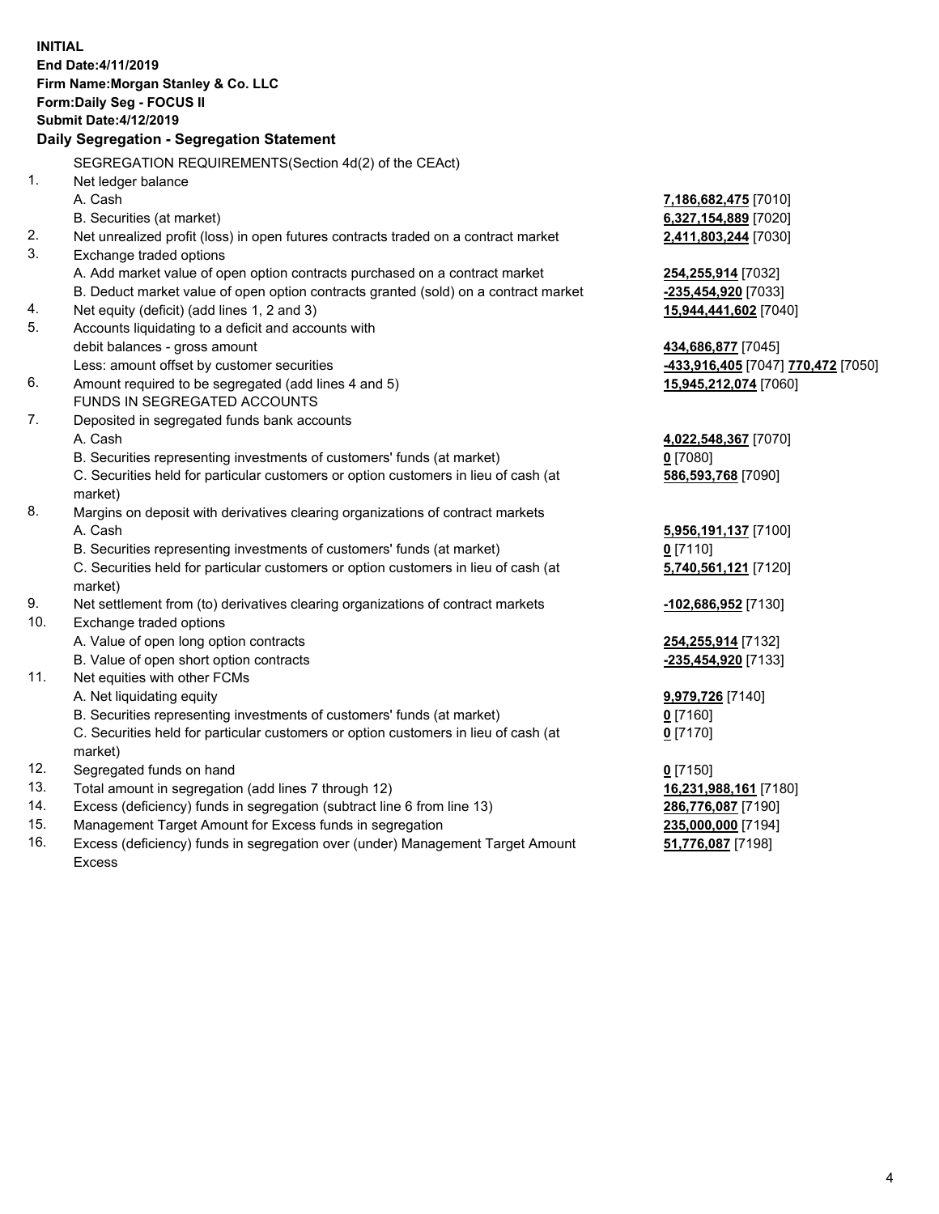**INITIAL**
**End Date:4/11/2019**
**Firm Name:Morgan Stanley & Co. LLC**
**Form:Daily Seg - FOCUS II**
**Submit Date:4/12/2019**

**Daily Segregation - Segregation Statement**

SEGREGATION REQUIREMENTS(Section 4d(2) of the CEAct)

| | | |
|---|---|---|
| 1. | Net ledger balance | |
| | A. Cash | 7,186,682,475 [7010] |
| | B. Securities (at market) | 6,327,154,889 [7020] |
| 2. | Net unrealized profit (loss) in open futures contracts traded on a contract market | 2,411,803,244 [7030] |
| 3. | Exchange traded options | |
| | A. Add market value of open option contracts purchased on a contract market | 254,255,914 [7032] |
| | B. Deduct market value of open option contracts granted (sold) on a contract market | -235,454,920 [7033] |
| 4. | Net equity (deficit) (add lines 1, 2 and 3) | 15,944,441,602 [7040] |
| 5. | Accounts liquidating to a deficit and accounts with debit balances - gross amount | 434,686,877 [7045] |
| | Less: amount offset by customer securities | -433,916,405 [7047] 770,472 [7050] |
| 6. | Amount required to be segregated (add lines 4 and 5) | 15,945,212,074 [7060] |
| | FUNDS IN SEGREGATED ACCOUNTS | |
| 7. | Deposited in segregated funds bank accounts | |
| | A. Cash | 4,022,548,367 [7070] |
| | B. Securities representing investments of customers' funds (at market) | 0 [7080] |
| | C. Securities held for particular customers or option customers in lieu of cash (at market) | 586,593,768 [7090] |
| 8. | Margins on deposit with derivatives clearing organizations of contract markets | |
| | A. Cash | 5,956,191,137 [7100] |
| | B. Securities representing investments of customers' funds (at market) | 0 [7110] |
| | C. Securities held for particular customers or option customers in lieu of cash (at market) | 5,740,561,121 [7120] |
| 9. | Net settlement from (to) derivatives clearing organizations of contract markets | -102,686,952 [7130] |
| 10. | Exchange traded options | |
| | A. Value of open long option contracts | 254,255,914 [7132] |
| | B. Value of open short option contracts | -235,454,920 [7133] |
| 11. | Net equities with other FCMs | |
| | A. Net liquidating equity | 9,979,726 [7140] |
| | B. Securities representing investments of customers' funds (at market) | 0 [7160] |
| | C. Securities held for particular customers or option customers in lieu of cash (at market) | 0 [7170] |
| 12. | Segregated funds on hand | 0 [7150] |
| 13. | Total amount in segregation (add lines 7 through 12) | 16,231,988,161 [7180] |
| 14. | Excess (deficiency) funds in segregation (subtract line 6 from line 13) | 286,776,087 [7190] |
| 15. | Management Target Amount for Excess funds in segregation | 235,000,000 [7194] |
| 16. | Excess (deficiency) funds in segregation over (under) Management Target Amount Excess | 51,776,087 [7198] |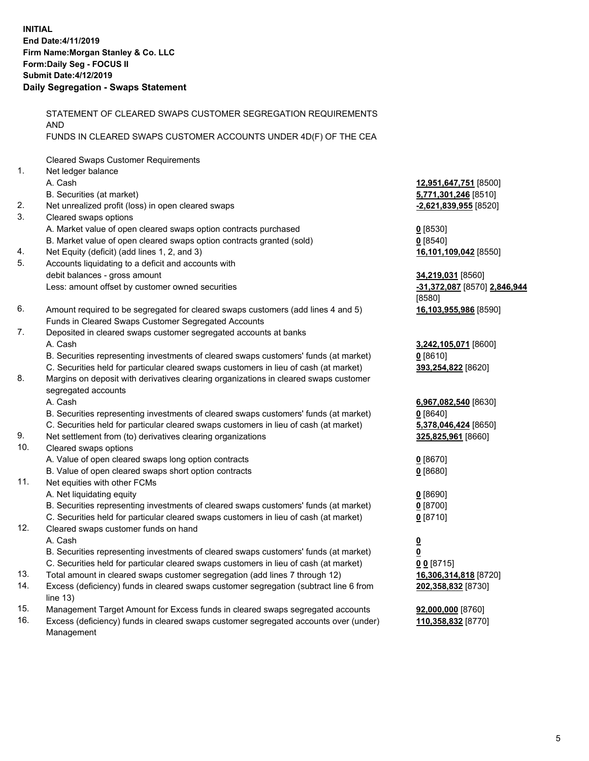**INITIAL**
**End Date:4/11/2019**
**Firm Name:Morgan Stanley & Co. LLC**
**Form:Daily Seg - FOCUS II**
**Submit Date:4/12/2019**
**Daily Segregation - Swaps Statement**

STATEMENT OF CLEARED SWAPS CUSTOMER SEGREGATION REQUIREMENTS AND FUNDS IN CLEARED SWAPS CUSTOMER ACCOUNTS UNDER 4D(F) OF THE CEA

| | | |
|---|---|---|
| | Cleared Swaps Customer Requirements | |
| 1. | Net ledger balance | |
| | A. Cash | **12,951,647,751** [8500] |
| | B. Securities (at market) | **5,771,301,246** [8510] |
| 2. | Net unrealized profit (loss) in open cleared swaps | **-2,621,839,955** [8520] |
| 3. | Cleared swaps options | |
| | A. Market value of open cleared swaps option contracts purchased | **0** [8530] |
| | B. Market value of open cleared swaps option contracts granted (sold) | **0** [8540] |
| 4. | Net Equity (deficit) (add lines 1, 2, and 3) | **16,101,109,042** [8550] |
| 5. | Accounts liquidating to a deficit and accounts with debit balances - gross amount | **34,219,031** [8560] |
| | Less: amount offset by customer owned securities | **-31,372,087** [8570] **2,846,944** [8580] |
| 6. | Amount required to be segregated for cleared swaps customers (add lines 4 and 5) | **16,103,955,986** [8590] |
| | Funds in Cleared Swaps Customer Segregated Accounts | |
| 7. | Deposited in cleared swaps customer segregated accounts at banks | |
| | A. Cash | **3,242,105,071** [8600] |
| | B. Securities representing investments of cleared swaps customers' funds (at market) | **0** [8610] |
| | C. Securities held for particular cleared swaps customers in lieu of cash (at market) | **393,254,822** [8620] |
| 8. | Margins on deposit with derivatives clearing organizations in cleared swaps customer segregated accounts | |
| | A. Cash | **6,967,082,540** [8630] |
| | B. Securities representing investments of cleared swaps customers' funds (at market) | **0** [8640] |
| | C. Securities held for particular cleared swaps customers in lieu of cash (at market) | **5,378,046,424** [8650] |
| 9. | Net settlement from (to) derivatives clearing organizations | **325,825,961** [8660] |
| 10. | Cleared swaps options | |
| | A. Value of open cleared swaps long option contracts | **0** [8670] |
| | B. Value of open cleared swaps short option contracts | **0** [8680] |
| 11. | Net equities with other FCMs | |
| | A. Net liquidating equity | **0** [8690] |
| | B. Securities representing investments of cleared swaps customers' funds (at market) | **0** [8700] |
| | C. Securities held for particular cleared swaps customers in lieu of cash (at market) | **0** [8710] |
| 12. | Cleared swaps customer funds on hand | |
| | A. Cash | **0** |
| | B. Securities representing investments of cleared swaps customers' funds (at market) | **0** |
| | C. Securities held for particular cleared swaps customers in lieu of cash (at market) | **0** **0** [8715] |
| 13. | Total amount in cleared swaps customer segregation (add lines 7 through 12) | **16,306,314,818** [8720] |
| 14. | Excess (deficiency) funds in cleared swaps customer segregation (subtract line 6 from line 13) | **202,358,832** [8730] |
| 15. | Management Target Amount for Excess funds in cleared swaps segregated accounts | **92,000,000** [8760] |
| 16. | Excess (deficiency) funds in cleared swaps customer segregated accounts over (under) Management | **110,358,832** [8770] |